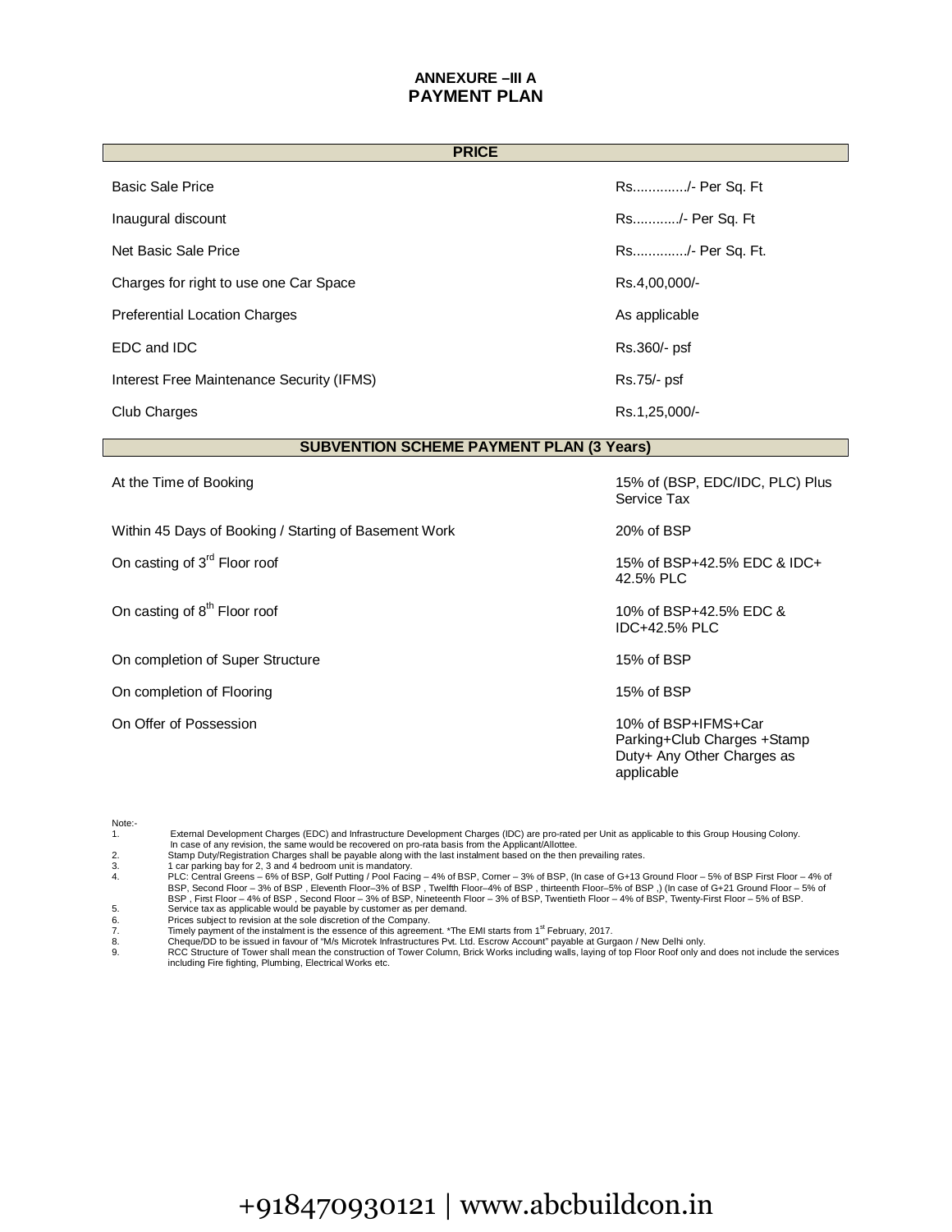# ANNEXURE –III A
# PAYMENT PLAN

| PRICE | |
|---|---|
| Basic Sale Price | Rs............./- Per Sq. Ft |
| Inaugural discount | Rs.........../- Per Sq. Ft |
| Net Basic Sale Price | Rs............./- Per Sq. Ft. |
| Charges for right to use one Car Space | Rs.4,00,000/- |
| Preferential Location Charges | As applicable |
| EDC and IDC | Rs.360/- psf |
| Interest Free Maintenance Security (IFMS) | Rs.75/- psf |
| Club Charges | Rs.1,25,000/- |

| SUBVENTION SCHEME PAYMENT PLAN (3 Years) | |
|---|---|
| At the Time of Booking | 15% of (BSP, EDC/IDC, PLC) Plus Service Tax |
| Within 45 Days of Booking / Starting of Basement Work | 20% of BSP |
| On casting of 3rd Floor roof | 15% of BSP+42.5% EDC & IDC+ 42.5% PLC |
| On casting of 8th Floor roof | 10% of BSP+42.5% EDC & IDC+42.5% PLC |
| On completion of Super Structure | 15% of BSP |
| On completion of Flooring | 15% of BSP |
| On Offer of Possession | 10% of BSP+IFMS+Car Parking+Club Charges +Stamp Duty+ Any Other Charges as applicable |

Note:-

1. External Development Charges (EDC) and Infrastructure Development Charges (IDC) are pro-rated per Unit as applicable to this Group Housing Colony. In case of any revision, the same would be recovered on pro-rata basis from the Applicant/Allottee.
2. Stamp Duty/Registration Charges shall be payable along with the last instalment based on the then prevailing rates.
3. 1 car parking bay for 2, 3 and 4 bedroom unit is mandatory.
4. PLC: Central Greens – 6% of BSP, Golf Putting / Pool Facing – 4% of BSP, Corner – 3% of BSP, (In case of G+13 Ground Floor – 5% of BSP First Floor – 4% of BSP, Second Floor – 3% of BSP , Eleventh Floor–3% of BSP , Twelfth Floor–4% of BSP , thirteenth Floor–5% of BSP ,) (In case of G+21 Ground Floor – 5% of BSP , First Floor – 4% of BSP , Second Floor – 3% of BSP, Nineteenth Floor – 3% of BSP, Twentieth Floor – 4% of BSP, Twenty-First Floor – 5% of BSP.
5. Service tax as applicable would be payable by customer as per demand.
6. Prices subject to revision at the sole discretion of the Company.
7. Timely payment of the instalment is the essence of this agreement. *The EMI starts from 1st February, 2017.
8. Cheque/DD to be issued in favour of "M/s Microtek Infrastructures Pvt. Ltd. Escrow Account" payable at Gurgaon / New Delhi only.
9. RCC Structure of Tower shall mean the construction of Tower Column, Brick Works including walls, laying of top Floor Roof only and does not include the services including Fire fighting, Plumbing, Electrical Works etc.

+918470930121 | www.abcbuildcon.in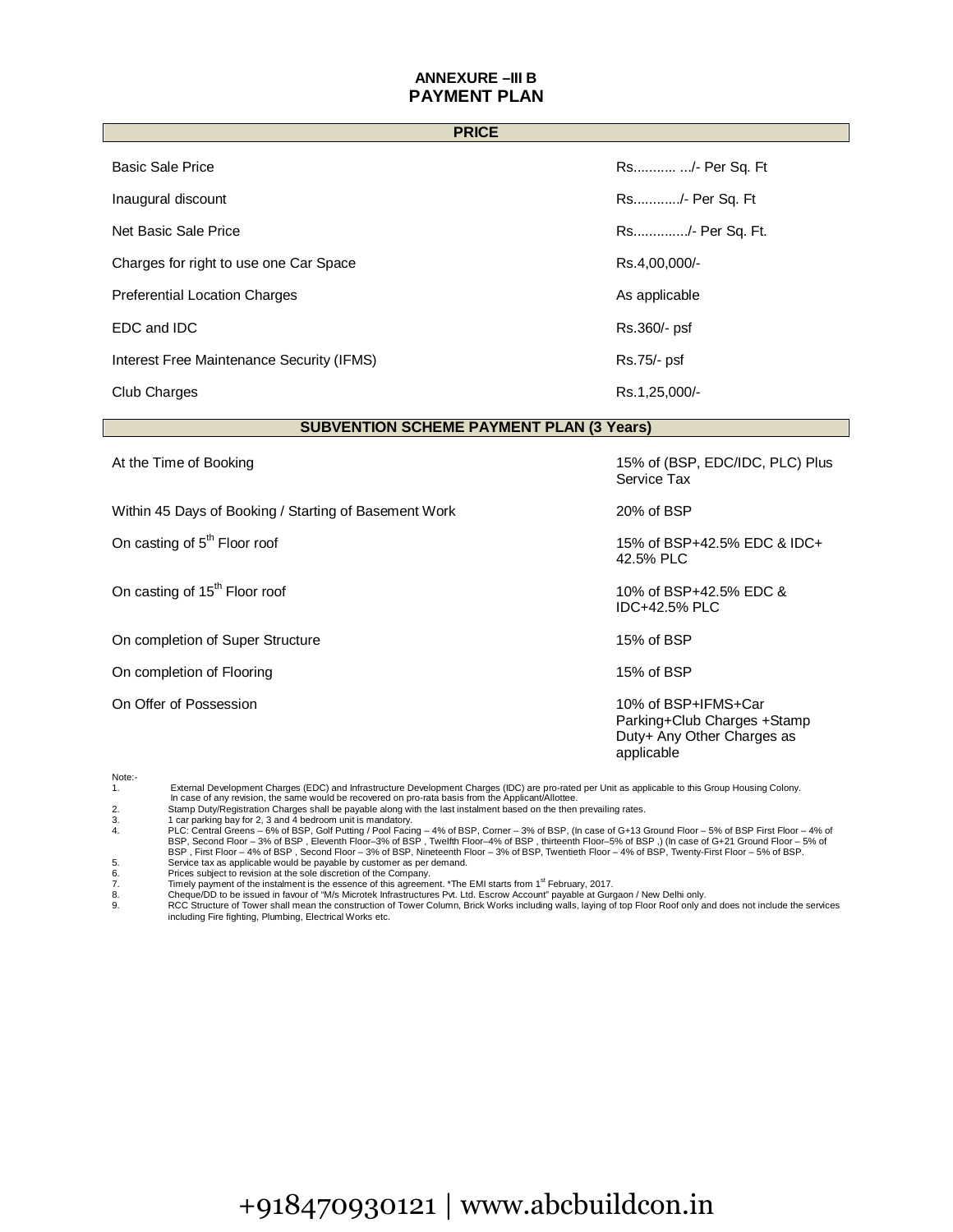# ANNEXURE –III B
# PAYMENT PLAN

## PRICE

| | |
|---|---|
| Basic Sale Price | Rs........... .../- Per Sq. Ft |
| Inaugural discount | Rs............/- Per Sq. Ft |
| Net Basic Sale Price | Rs............./- Per Sq. Ft. |
| Charges for right to use one Car Space | Rs.4,00,000/- |
| Preferential Location Charges | As applicable |
| EDC and IDC | Rs.360/- psf |
| Interest Free Maintenance Security (IFMS) | Rs.75/- psf |
| Club Charges | Rs.1,25,000/- |

## SUBVENTION SCHEME PAYMENT PLAN (3 Years)

| | |
|---|---|
| At the Time of Booking | 15% of (BSP, EDC/IDC, PLC) Plus Service Tax |
| Within 45 Days of Booking / Starting of Basement Work | 20% of BSP |
| On casting of 5th Floor roof | 15% of BSP+42.5% EDC & IDC+ 42.5% PLC |
| On casting of 15th Floor roof | 10% of BSP+42.5% EDC & IDC+42.5% PLC |
| On completion of Super Structure | 15% of BSP |
| On completion of Flooring | 15% of BSP |
| On Offer of Possession | 10% of BSP+IFMS+Car Parking+Club Charges +Stamp Duty+ Any Other Charges as applicable |

Note:-

1. External Development Charges (EDC) and Infrastructure Development Charges (IDC) are pro-rated per Unit as applicable to this Group Housing Colony. In case of any revision, the same would be recovered on pro-rata basis from the Applicant/Allottee.
2. Stamp Duty/Registration Charges shall be payable along with the last instalment based on the then prevailing rates.
3. 1 car parking bay for 2, 3 and 4 bedroom unit is mandatory.
4. PLC: Central Greens – 6% of BSP, Golf Putting / Pool Facing – 4% of BSP, Corner – 3% of BSP, (In case of G+13 Ground Floor – 5% of BSP First Floor – 4% of BSP, Second Floor – 3% of BSP , Eleventh Floor–3% of BSP , Twelfth Floor–4% of BSP , thirteenth Floor–5% of BSP ,) (In case of G+21 Ground Floor – 5% of BSP , First Floor – 4% of BSP , Second Floor – 3% of BSP, Nineteenth Floor – 3% of BSP, Twentieth Floor – 4% of BSP, Twenty-First Floor – 5% of BSP.
5. Service tax as applicable would be payable by customer as per demand.
6. Prices subject to revision at the sole discretion of the Company.
7. Timely payment of the instalment is the essence of this agreement. *The EMI starts from 1st February, 2017.
8. Cheque/DD to be issued in favour of "M/s Microtek Infrastructures Pvt. Ltd. Escrow Account" payable at Gurgaon / New Delhi only.
9. RCC Structure of Tower shall mean the construction of Tower Column, Brick Works including walls, laying of top Floor Roof only and does not include the services including Fire fighting, Plumbing, Electrical Works etc.

+918470930121 | www.abcbuildcon.in